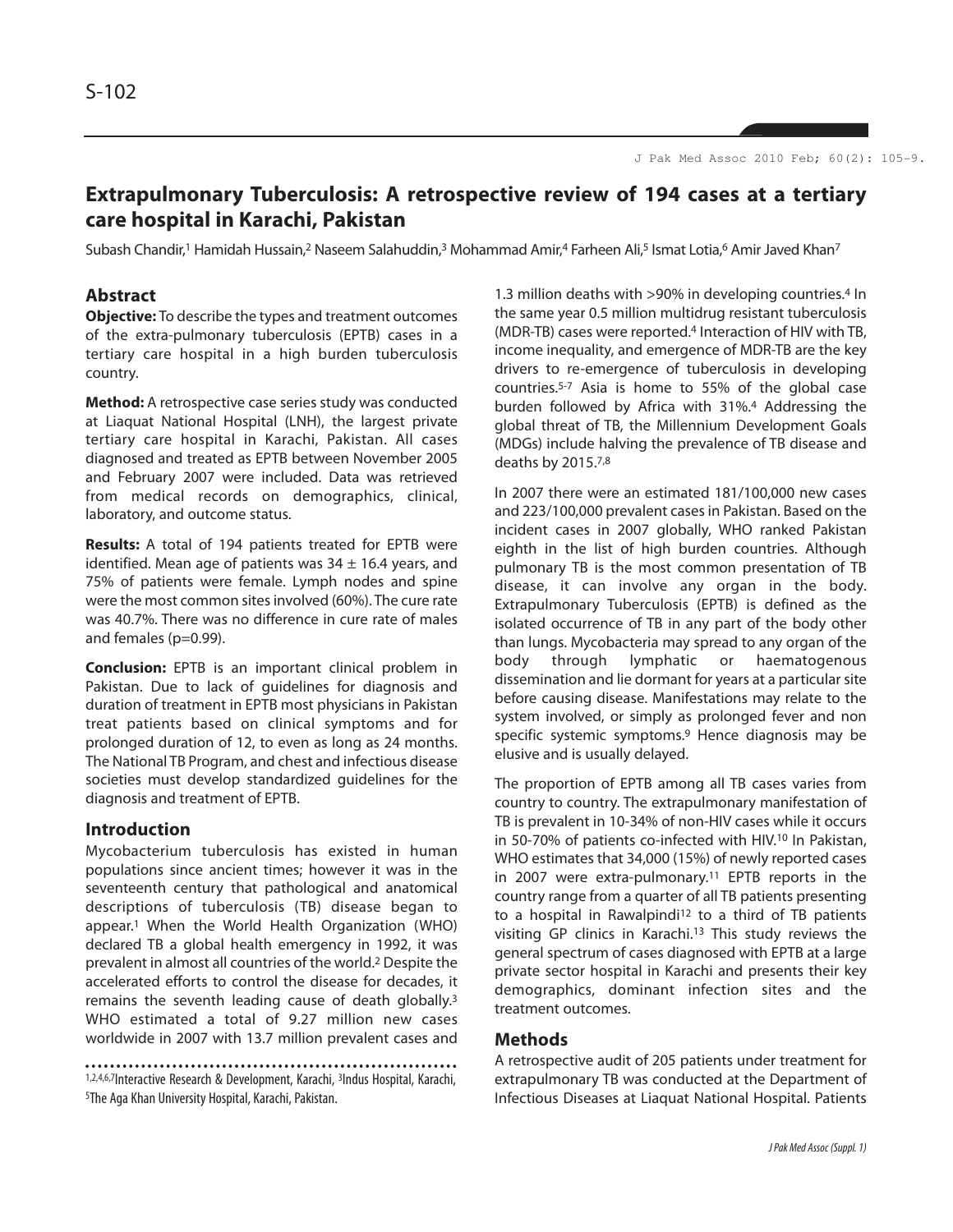# Extrapulmonary Tuberculosis: A retrospective review of 194 cases at a tertiary care hospital in Karachi, Pakistan

Subash Chandir,[1] Hamidah Hussain,[2] Naseem Salahuddin,[3] Mohammad Amir,[4] Farheen Ali,[5] Ismat Lotia,[6] Amir Javed Khan[7]

## Abstract

**Objective:** To describe the types and treatment outcomes of the extra-pulmonary tuberculosis (EPTB) cases in a tertiary care hospital in a high burden tuberculosis country.

**Method:** A retrospective case series study was conducted at Liaquat National Hospital (LNH), the largest private tertiary care hospital in Karachi, Pakistan. All cases diagnosed and treated as EPTB between November 2005 and February 2007 were included. Data was retrieved from medical records on demographics, clinical, laboratory, and outcome status.

**Results:** A total of 194 patients treated for EPTB were identified. Mean age of patients was 34 ± 16.4 years, and 75% of patients were female. Lymph nodes and spine were the most common sites involved (60%). The cure rate was 40.7%. There was no difference in cure rate of males and females (p=0.99).

**Conclusion:** EPTB is an important clinical problem in Pakistan. Due to lack of guidelines for diagnosis and duration of treatment in EPTB most physicians in Pakistan treat patients based on clinical symptoms and for prolonged duration of 12, to even as long as 24 months. The National TB Program, and chest and infectious disease societies must develop standardized guidelines for the diagnosis and treatment of EPTB.

## Introduction

Mycobacterium tuberculosis has existed in human populations since ancient times; however it was in the seventeenth century that pathological and anatomical descriptions of tuberculosis (TB) disease began to appear.[1] When the World Health Organization (WHO) declared TB a global health emergency in 1992, it was prevalent in almost all countries of the world.[2] Despite the accelerated efforts to control the disease for decades, it remains the seventh leading cause of death globally.[3] WHO estimated a total of 9.27 million new cases worldwide in 2007 with 13.7 million prevalent cases and 1.3 million deaths with >90% in developing countries.[4] In the same year 0.5 million multidrug resistant tuberculosis (MDR-TB) cases were reported.[4] Interaction of HIV with TB, income inequality, and emergence of MDR-TB are the key drivers to re-emergence of tuberculosis in developing countries.[5-7] Asia is home to 55% of the global case burden followed by Africa with 31%.[4] Addressing the global threat of TB, the Millennium Development Goals (MDGs) include halving the prevalence of TB disease and deaths by 2015.[7,8]

In 2007 there were an estimated 181/100,000 new cases and 223/100,000 prevalent cases in Pakistan. Based on the incident cases in 2007 globally, WHO ranked Pakistan eighth in the list of high burden countries. Although pulmonary TB is the most common presentation of TB disease, it can involve any organ in the body. Extrapulmonary Tuberculosis (EPTB) is defined as the isolated occurrence of TB in any part of the body other than lungs. Mycobacteria may spread to any organ of the body through lymphatic or haematogenous dissemination and lie dormant for years at a particular site before causing disease. Manifestations may relate to the system involved, or simply as prolonged fever and non specific systemic symptoms.[9] Hence diagnosis may be elusive and is usually delayed.

The proportion of EPTB among all TB cases varies from country to country. The extrapulmonary manifestation of TB is prevalent in 10-34% of non-HIV cases while it occurs in 50-70% of patients co-infected with HIV.[10] In Pakistan, WHO estimates that 34,000 (15%) of newly reported cases in 2007 were extra-pulmonary.[11] EPTB reports in the country range from a quarter of all TB patients presenting to a hospital in Rawalpindi[12] to a third of TB patients visiting GP clinics in Karachi.[13] This study reviews the general spectrum of cases diagnosed with EPTB at a large private sector hospital in Karachi and presents their key demographics, dominant infection sites and the treatment outcomes.

## Methods

A retrospective audit of 205 patients under treatment for extrapulmonary TB was conducted at the Department of Infectious Diseases at Liaquat National Hospital. Patients

[1,2,4,6,7]Interactive Research & Development, Karachi, [3]Indus Hospital, Karachi, [5]The Aga Khan University Hospital, Karachi, Pakistan.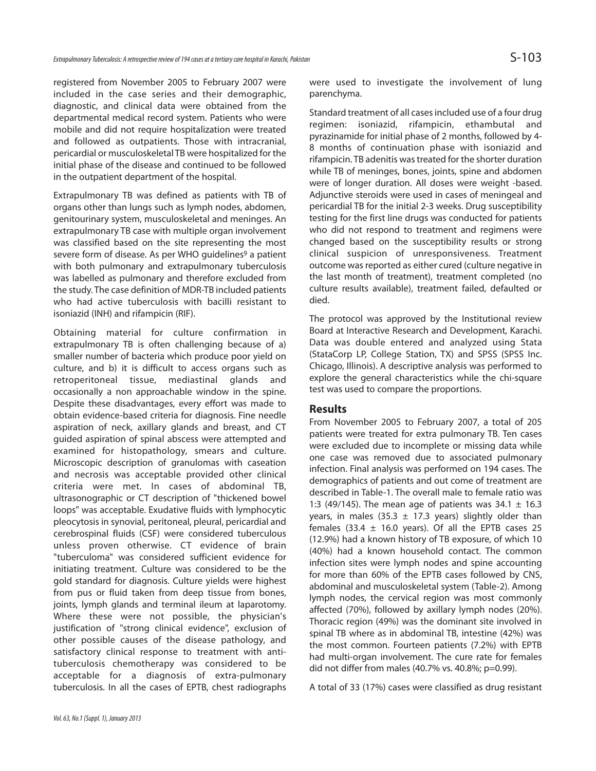registered from November 2005 to February 2007 were included in the case series and their demographic, diagnostic, and clinical data were obtained from the departmental medical record system. Patients who were mobile and did not require hospitalization were treated and followed as outpatients. Those with intracranial, pericardial or musculoskeletal TB were hospitalized for the initial phase of the disease and continued to be followed in the outpatient department of the hospital.

Extrapulmonary TB was defined as patients with TB of organs other than lungs such as lymph nodes, abdomen, genitourinary system, musculoskeletal and meninges. An extrapulmonary TB case with multiple organ involvement was classified based on the site representing the most severe form of disease. As per WHO guidelines[9] a patient with both pulmonary and extrapulmonary tuberculosis was labelled as pulmonary and therefore excluded from the study. The case definition of MDR-TB included patients who had active tuberculosis with bacilli resistant to isoniazid (INH) and rifampicin (RIF).

Obtaining material for culture confirmation in extrapulmonary TB is often challenging because of a) smaller number of bacteria which produce poor yield on culture, and b) it is difficult to access organs such as retroperitoneal tissue, mediastinal glands and occasionally a non approachable window in the spine. Despite these disadvantages, every effort was made to obtain evidence-based criteria for diagnosis. Fine needle aspiration of neck, axillary glands and breast, and CT guided aspiration of spinal abscess were attempted and examined for histopathology, smears and culture. Microscopic description of granulomas with caseation and necrosis was acceptable provided other clinical criteria were met. In cases of abdominal TB, ultrasonographic or CT description of "thickened bowel loops" was acceptable. Exudative fluids with lymphocytic pleocytosis in synovial, peritoneal, pleural, pericardial and cerebrospinal fluids (CSF) were considered tuberculous unless proven otherwise. CT evidence of brain "tuberculoma" was considered sufficient evidence for initiating treatment. Culture was considered to be the gold standard for diagnosis. Culture yields were highest from pus or fluid taken from deep tissue from bones, joints, lymph glands and terminal ileum at laparotomy. Where these were not possible, the physician's justification of "strong clinical evidence", exclusion of other possible causes of the disease pathology, and satisfactory clinical response to treatment with anti-tuberculosis chemotherapy was considered to be acceptable for a diagnosis of extra-pulmonary tuberculosis. In all the cases of EPTB, chest radiographs were used to investigate the involvement of lung parenchyma.

Standard treatment of all cases included use of a four drug regimen: isoniazid, rifampicin, ethambutal and pyrazinamide for initial phase of 2 months, followed by 4-8 months of continuation phase with isoniazid and rifampicin. TB adenitis was treated for the shorter duration while TB of meninges, bones, joints, spine and abdomen were of longer duration. All doses were weight -based. Adjunctive steroids were used in cases of meningeal and pericardial TB for the initial 2-3 weeks. Drug susceptibility testing for the first line drugs was conducted for patients who did not respond to treatment and regimens were changed based on the susceptibility results or strong clinical suspicion of unresponsiveness. Treatment outcome was reported as either cured (culture negative in the last month of treatment), treatment completed (no culture results available), treatment failed, defaulted or died.

The protocol was approved by the Institutional review Board at Interactive Research and Development, Karachi. Data was double entered and analyzed using Stata (StataCorp LP, College Station, TX) and SPSS (SPSS Inc. Chicago, Illinois). A descriptive analysis was performed to explore the general characteristics while the chi-square test was used to compare the proportions.

## Results

From November 2005 to February 2007, a total of 205 patients were treated for extra pulmonary TB. Ten cases were excluded due to incomplete or missing data while one case was removed due to associated pulmonary infection. Final analysis was performed on 194 cases. The demographics of patients and out come of treatment are described in Table-1. The overall male to female ratio was 1:3 (49/145). The mean age of patients was $34.1 \pm 16.3$ years, in males ($35.3 \pm 17.3$ years) slightly older than females ($33.4 \pm 16.0$ years). Of all the EPTB cases 25 (12.9%) had a known history of TB exposure, of which 10 (40%) had a known household contact. The common infection sites were lymph nodes and spine accounting for more than 60% of the EPTB cases followed by CNS, abdominal and musculoskeletal system (Table-2). Among lymph nodes, the cervical region was most commonly affected (70%), followed by axillary lymph nodes (20%). Thoracic region (49%) was the dominant site involved in spinal TB where as in abdominal TB, intestine (42%) was the most common. Fourteen patients (7.2%) with EPTB had multi-organ involvement. The cure rate for females did not differ from males (40.7% vs. 40.8%; $p=0.99$).

A total of 33 (17%) cases were classified as drug resistant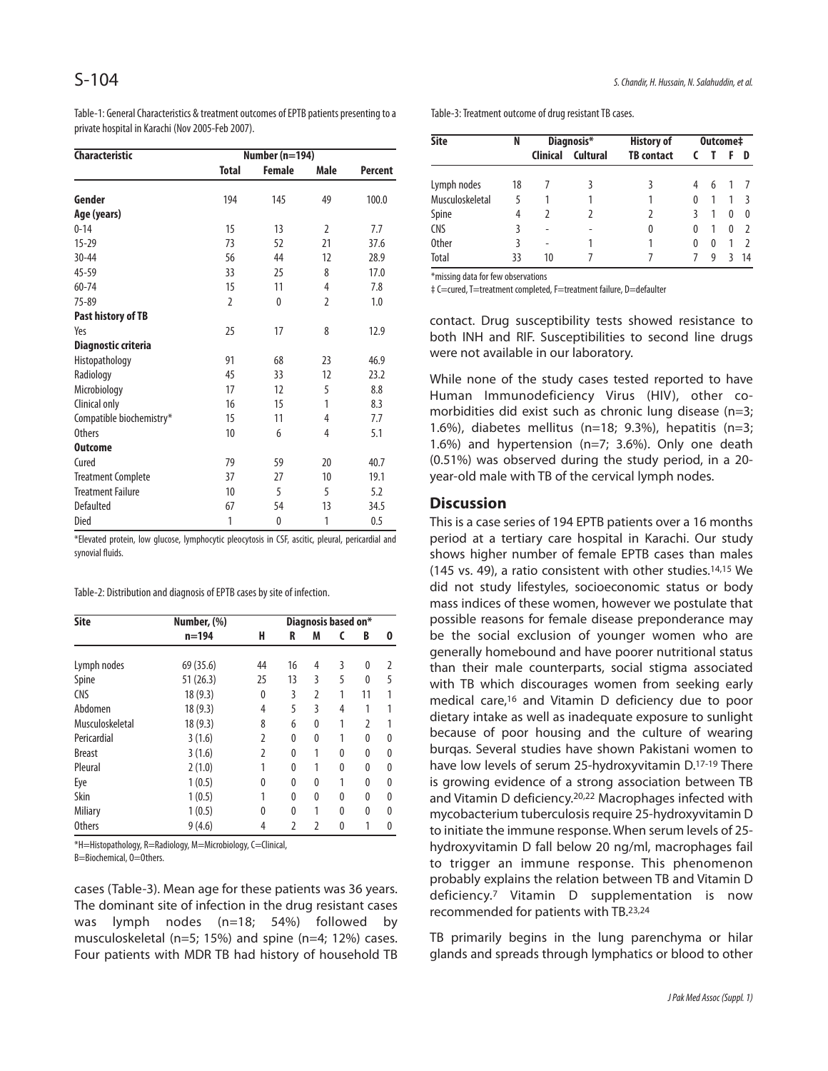Table-1: General Characteristics & treatment outcomes of EPTB patients presenting to a private hospital in Karachi (Nov 2005-Feb 2007).

| Characteristic | Number (n=194) | | | |
|---|---|---|---|---|
| | Total | Female | Male | Percent |
| **Gender** | 194 | 145 | 49 | 100.0 |
| **Age (years)** | | | | |
| 0-14 | 15 | 13 | 2 | 7.7 |
| 15-29 | 73 | 52 | 21 | 37.6 |
| 30-44 | 56 | 44 | 12 | 28.9 |
| 45-59 | 33 | 25 | 8 | 17.0 |
| 60-74 | 15 | 11 | 4 | 7.8 |
| 75-89 | 2 | 0 | 2 | 1.0 |
| **Past history of TB** | | | | |
| Yes | 25 | 17 | 8 | 12.9 |
| **Diagnostic criteria** | | | | |
| Histopathology | 91 | 68 | 23 | 46.9 |
| Radiology | 45 | 33 | 12 | 23.2 |
| Microbiology | 17 | 12 | 5 | 8.8 |
| Clinical only | 16 | 15 | 1 | 8.3 |
| Compatible biochemistry* | 15 | 11 | 4 | 7.7 |
| Others | 10 | 6 | 4 | 5.1 |
| **Outcome** | | | | |
| Cured | 79 | 59 | 20 | 40.7 |
| Treatment Complete | 37 | 27 | 10 | 19.1 |
| Treatment Failure | 10 | 5 | 5 | 5.2 |
| Defaulted | 67 | 54 | 13 | 34.5 |
| Died | 1 | 0 | 1 | 0.5 |

*Elevated protein, low glucose, lymphocytic pleocytosis in CSF, ascitic, pleural, pericardial and synovial fluids.

Table-2: Distribution and diagnosis of EPTB cases by site of infection.

| Site | Number, (%) | Diagnosis based on* | | | | | |
|---|---|---|---|---|---|---|---|
| | n=194 | H | R | M | C | B | O |
| Lymph nodes | 69 (35.6) | 44 | 16 | 4 | 3 | 0 | 2 |
| Spine | 51 (26.3) | 25 | 13 | 3 | 5 | 0 | 5 |
| CNS | 18 (9.3) | 0 | 3 | 2 | 1 | 11 | 1 |
| Abdomen | 18 (9.3) | 4 | 5 | 3 | 4 | 1 | 1 |
| Musculoskeletal | 18 (9.3) | 8 | 6 | 0 | 1 | 2 | 1 |
| Pericardial | 3 (1.6) | 2 | 0 | 0 | 1 | 0 | 0 |
| Breast | 3 (1.6) | 2 | 0 | 1 | 0 | 0 | 0 |
| Pleural | 2 (1.0) | 1 | 0 | 1 | 0 | 0 | 0 |
| Eye | 1 (0.5) | 0 | 0 | 0 | 1 | 0 | 0 |
| Skin | 1 (0.5) | 1 | 0 | 0 | 0 | 0 | 0 |
| Miliary | 1 (0.5) | 0 | 0 | 1 | 0 | 0 | 0 |
| Others | 9 (4.6) | 4 | 2 | 2 | 0 | 1 | 0 |

*H=Histopathology, R=Radiology, M=Microbiology, C=Clinical, B=Biochemical, O=Others.

cases (Table-3). Mean age for these patients was 36 years. The dominant site of infection in the drug resistant cases was lymph nodes (n=18; 54%) followed by musculoskeletal (n=5; 15%) and spine (n=4; 12%) cases. Four patients with MDR TB had history of household TB contact. Drug susceptibility tests showed resistance to both INH and RIF. Susceptibilities to second line drugs were not available in our laboratory.

Table-3: Treatment outcome of drug resistant TB cases.

| Site | N | Diagnosis* | | History of | Outcome‡ | | | |
|---|---|---|---|---|---|---|---|---|
| | | Clinical | Cultural | TB contact | C | T | F | D |
| Lymph nodes | 18 | 7 | 3 | 3 | 4 | 6 | 1 | 7 |
| Musculoskeletal | 5 | 1 | 1 | 1 | 0 | 1 | 1 | 3 |
| Spine | 4 | 2 | 2 | 2 | 3 | 1 | 0 | 0 |
| CNS | 3 | - | - | 0 | 0 | 1 | 0 | 2 |
| Other | 3 | - | 1 | 1 | 0 | 0 | 1 | 2 |
| Total | 33 | 10 | 7 | 7 | 7 | 9 | 3 | 14 |

*missing data for few observations

‡ C=cured, T=treatment completed, F=treatment failure, D=defaulter

While none of the study cases tested reported to have Human Immunodeficiency Virus (HIV), other co-morbidities did exist such as chronic lung disease (n=3; 1.6%), diabetes mellitus (n=18; 9.3%), hepatitis (n=3; 1.6%) and hypertension (n=7; 3.6%). Only one death (0.51%) was observed during the study period, in a 20-year-old male with TB of the cervical lymph nodes.

## Discussion

This is a case series of 194 EPTB patients over a 16 months period at a tertiary care hospital in Karachi. Our study shows higher number of female EPTB cases than males (145 vs. 49), a ratio consistent with other studies.[14,15] We did not study lifestyles, socioeconomic status or body mass indices of these women, however we postulate that possible reasons for female disease preponderance may be the social exclusion of younger women who are generally homebound and have poorer nutritional status than their male counterparts, social stigma associated with TB which discourages women from seeking early medical care,[16] and Vitamin D deficiency due to poor dietary intake as well as inadequate exposure to sunlight because of poor housing and the culture of wearing burqas. Several studies have shown Pakistani women to have low levels of serum 25-hydroxyvitamin D.[17-19] There is growing evidence of a strong association between TB and Vitamin D deficiency.[20,22] Macrophages infected with mycobacterium tuberculosis require 25-hydroxyvitamin D to initiate the immune response. When serum levels of 25-hydroxyvitamin D fall below 20 ng/ml, macrophages fail to trigger an immune response. This phenomenon probably explains the relation between TB and Vitamin D deficiency.[7] Vitamin D supplementation is now recommended for patients with TB.[23,24]

TB primarily begins in the lung parenchyma or hilar glands and spreads through lymphatics or blood to other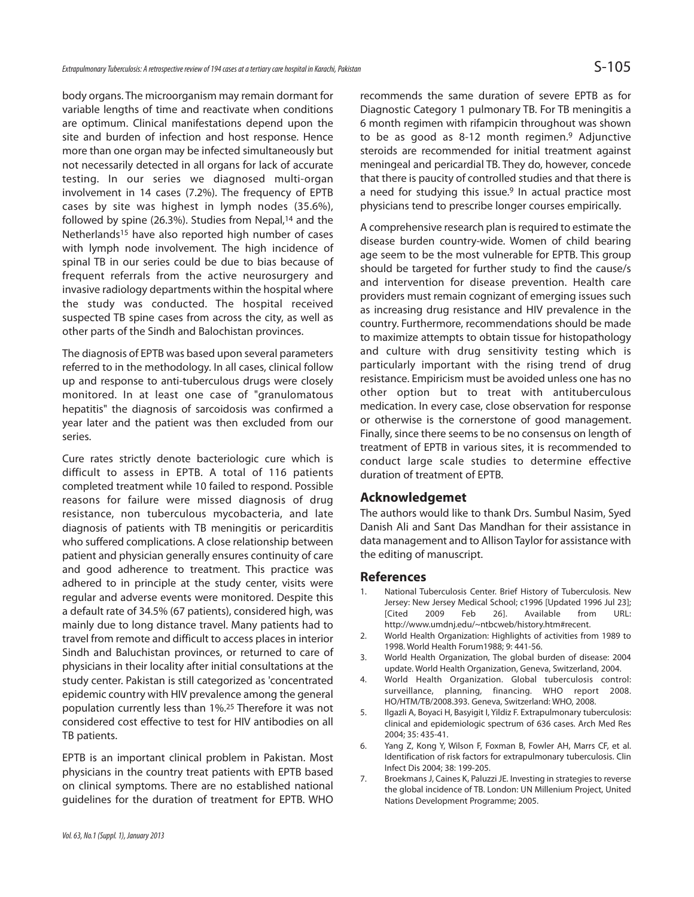body organs. The microorganism may remain dormant for variable lengths of time and reactivate when conditions are optimum. Clinical manifestations depend upon the site and burden of infection and host response. Hence more than one organ may be infected simultaneously but not necessarily detected in all organs for lack of accurate testing. In our series we diagnosed multi-organ involvement in 14 cases (7.2%). The frequency of EPTB cases by site was highest in lymph nodes (35.6%), followed by spine (26.3%). Studies from Nepal,[14] and the Netherlands[15] have also reported high number of cases with lymph node involvement. The high incidence of spinal TB in our series could be due to bias because of frequent referrals from the active neurosurgery and invasive radiology departments within the hospital where the study was conducted. The hospital received suspected TB spine cases from across the city, as well as other parts of the Sindh and Balochistan provinces.

The diagnosis of EPTB was based upon several parameters referred to in the methodology. In all cases, clinical follow up and response to anti-tuberculous drugs were closely monitored. In at least one case of "granulomatous hepatitis" the diagnosis of sarcoidosis was confirmed a year later and the patient was then excluded from our series.

Cure rates strictly denote bacteriologic cure which is difficult to assess in EPTB. A total of 116 patients completed treatment while 10 failed to respond. Possible reasons for failure were missed diagnosis of drug resistance, non tuberculous mycobacteria, and late diagnosis of patients with TB meningitis or pericarditis who suffered complications. A close relationship between patient and physician generally ensures continuity of care and good adherence to treatment. This practice was adhered to in principle at the study center, visits were regular and adverse events were monitored. Despite this a default rate of 34.5% (67 patients), considered high, was mainly due to long distance travel. Many patients had to travel from remote and difficult to access places in interior Sindh and Baluchistan provinces, or returned to care of physicians in their locality after initial consultations at the study center. Pakistan is still categorized as 'concentrated epidemic country with HIV prevalence among the general population currently less than 1%.[25] Therefore it was not considered cost effective to test for HIV antibodies on all TB patients.

EPTB is an important clinical problem in Pakistan. Most physicians in the country treat patients with EPTB based on clinical symptoms. There are no established national guidelines for the duration of treatment for EPTB. WHO recommends the same duration of severe EPTB as for Diagnostic Category 1 pulmonary TB. For TB meningitis a 6 month regimen with rifampicin throughout was shown to be as good as 8-12 month regimen.[9] Adjunctive steroids are recommended for initial treatment against meningeal and pericardial TB. They do, however, concede that there is paucity of controlled studies and that there is a need for studying this issue.[9] In actual practice most physicians tend to prescribe longer courses empirically.

A comprehensive research plan is required to estimate the disease burden country-wide. Women of child bearing age seem to be the most vulnerable for EPTB. This group should be targeted for further study to find the cause/s and intervention for disease prevention. Health care providers must remain cognizant of emerging issues such as increasing drug resistance and HIV prevalence in the country. Furthermore, recommendations should be made to maximize attempts to obtain tissue for histopathology and culture with drug sensitivity testing which is particularly important with the rising trend of drug resistance. Empiricism must be avoided unless one has no other option but to treat with antituberculous medication. In every case, close observation for response or otherwise is the cornerstone of good management. Finally, since there seems to be no consensus on length of treatment of EPTB in various sites, it is recommended to conduct large scale studies to determine effective duration of treatment of EPTB.

## Acknowledgemet

The authors would like to thank Drs. Sumbul Nasim, Syed Danish Ali and Sant Das Mandhan for their assistance in data management and to Allison Taylor for assistance with the editing of manuscript.

## References

1. National Tuberculosis Center. Brief History of Tuberculosis. New Jersey: New Jersey Medical School; c1996 [Updated 1996 Jul 23]; [Cited 2009 Feb 26]. Available from URL: http://www.umdnj.edu/~ntbcweb/history.htm#recent.
2. World Health Organization: Highlights of activities from 1989 to 1998. World Health Forum1988; 9: 441-56.
3. World Health Organization, The global burden of disease: 2004 update. World Health Organization, Geneva, Switzerland, 2004.
4. World Health Organization. Global tuberculosis control: surveillance, planning, financing. WHO report 2008. HO/HTM/TB/2008.393. Geneva, Switzerland: WHO, 2008.
5. Ilgazli A, Boyaci H, Basyigit I, Yildiz F. Extrapulmonary tuberculosis: clinical and epidemiologic spectrum of 636 cases. Arch Med Res 2004; 35: 435-41.
6. Yang Z, Kong Y, Wilson F, Foxman B, Fowler AH, Marrs CF, et al. Identification of risk factors for extrapulmonary tuberculosis. Clin Infect Dis 2004; 38: 199-205.
7. Broekmans J, Caines K, Paluzzi JE. Investing in strategies to reverse the global incidence of TB. London: UN Millenium Project, United Nations Development Programme; 2005.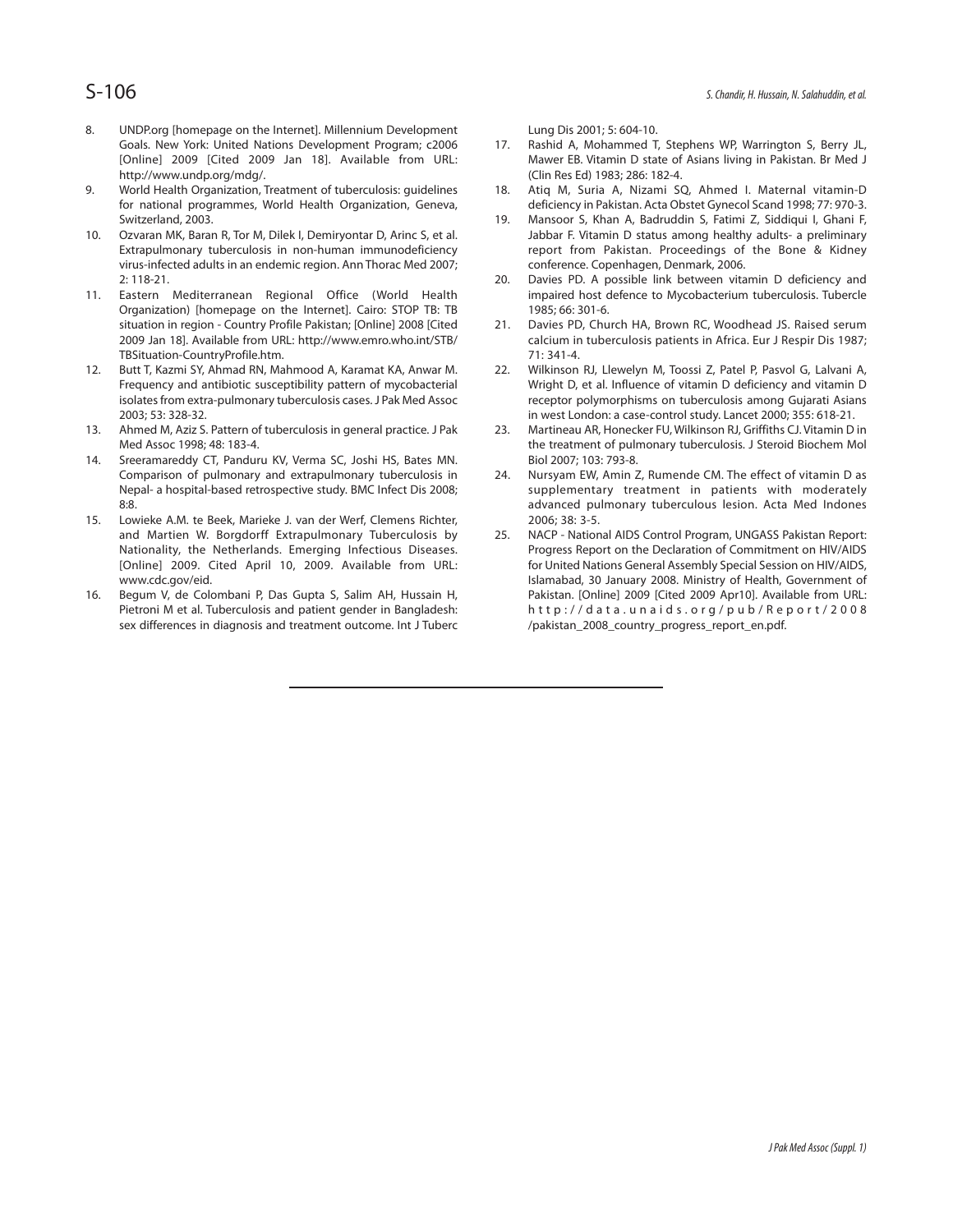8. UNDP.org [homepage on the Internet]. Millennium Development Goals. New York: United Nations Development Program; c2006 [Online] 2009 [Cited 2009 Jan 18]. Available from URL: http://www.undp.org/mdg/.
9. World Health Organization, Treatment of tuberculosis: guidelines for national programmes, World Health Organization, Geneva, Switzerland, 2003.
10. Ozvaran MK, Baran R, Tor M, Dilek I, Demiryontar D, Arinc S, et al. Extrapulmonary tuberculosis in non-human immunodeficiency virus-infected adults in an endemic region. Ann Thorac Med 2007; 2: 118-21.
11. Eastern Mediterranean Regional Office (World Health Organization) [homepage on the Internet]. Cairo: STOP TB: TB situation in region - Country Profile Pakistan; [Online] 2008 [Cited 2009 Jan 18]. Available from URL: http://www.emro.who.int/STB/TBSituation-CountryProfile.htm.
12. Butt T, Kazmi SY, Ahmad RN, Mahmood A, Karamat KA, Anwar M. Frequency and antibiotic susceptibility pattern of mycobacterial isolates from extra-pulmonary tuberculosis cases. J Pak Med Assoc 2003; 53: 328-32.
13. Ahmed M, Aziz S. Pattern of tuberculosis in general practice. J Pak Med Assoc 1998; 48: 183-4.
14. Sreeramareddy CT, Panduru KV, Verma SC, Joshi HS, Bates MN. Comparison of pulmonary and extrapulmonary tuberculosis in Nepal- a hospital-based retrospective study. BMC Infect Dis 2008; 8:8.
15. Lowieke A.M. te Beek, Marieke J. van der Werf, Clemens Richter, and Martien W. Borgdorff Extrapulmonary Tuberculosis by Nationality, the Netherlands. Emerging Infectious Diseases. [Online] 2009. Cited April 10, 2009. Available from URL: www.cdc.gov/eid.
16. Begum V, de Colombani P, Das Gupta S, Salim AH, Hussain H, Pietroni M et al. Tuberculosis and patient gender in Bangladesh: sex differences in diagnosis and treatment outcome. Int J Tuberc Lung Dis 2001; 5: 604-10.
17. Rashid A, Mohammed T, Stephens WP, Warrington S, Berry JL, Mawer EB. Vitamin D state of Asians living in Pakistan. Br Med J (Clin Res Ed) 1983; 286: 182-4.
18. Atiq M, Suria A, Nizami SQ, Ahmed I. Maternal vitamin-D deficiency in Pakistan. Acta Obstet Gynecol Scand 1998; 77: 970-3.
19. Mansoor S, Khan A, Badruddin S, Fatimi Z, Siddiqui I, Ghani F, Jabbar F. Vitamin D status among healthy adults- a preliminary report from Pakistan. Proceedings of the Bone & Kidney conference. Copenhagen, Denmark, 2006.
20. Davies PD. A possible link between vitamin D deficiency and impaired host defence to Mycobacterium tuberculosis. Tubercle 1985; 66: 301-6.
21. Davies PD, Church HA, Brown RC, Woodhead JS. Raised serum calcium in tuberculosis patients in Africa. Eur J Respir Dis 1987; 71: 341-4.
22. Wilkinson RJ, Llewelyn M, Toossi Z, Patel P, Pasvol G, Lalvani A, Wright D, et al. Influence of vitamin D deficiency and vitamin D receptor polymorphisms on tuberculosis among Gujarati Asians in west London: a case-control study. Lancet 2000; 355: 618-21.
23. Martineau AR, Honecker FU, Wilkinson RJ, Griffiths CJ. Vitamin D in the treatment of pulmonary tuberculosis. J Steroid Biochem Mol Biol 2007; 103: 793-8.
24. Nursyam EW, Amin Z, Rumende CM. The effect of vitamin D as supplementary treatment in patients with moderately advanced pulmonary tuberculous lesion. Acta Med Indones 2006; 38: 3-5.
25. NACP - National AIDS Control Program, UNGASS Pakistan Report: Progress Report on the Declaration of Commitment on HIV/AIDS for United Nations General Assembly Special Session on HIV/AIDS, Islamabad, 30 January 2008. Ministry of Health, Government of Pakistan. [Online] 2009 [Cited 2009 Apr10]. Available from URL: http://data.unaids.org/pub/Report/2008/pakistan_2008_country_progress_report_en.pdf.